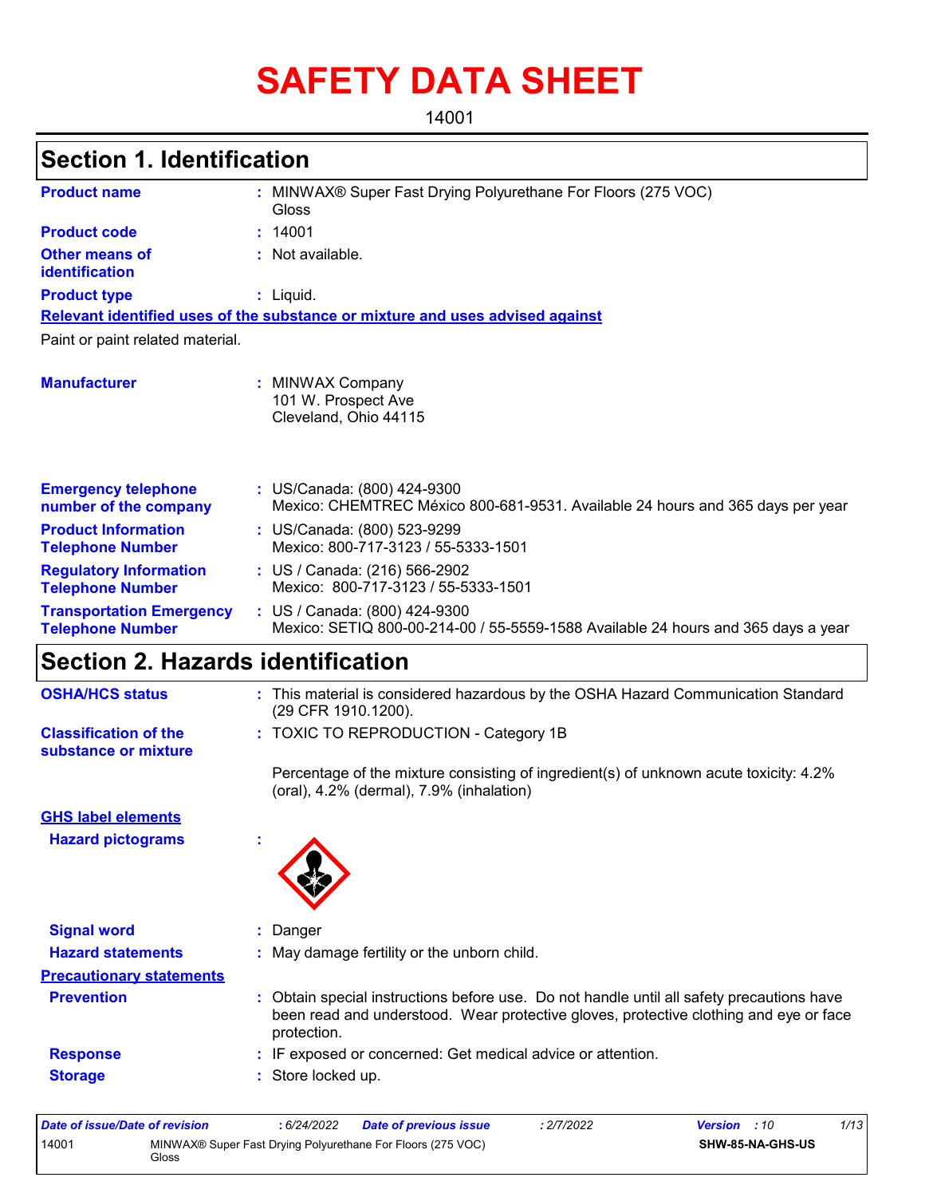# SAFETY DATA SHEET

14001

## Section 1. Identification

**Product name** : MINWAX® Super Fast Drying Polyurethane For Floors (275 VOC) Gloss

**Product code** : 14001

**Other means of identification** : Not available.

**Product type** : Liquid.

**Relevant identified uses of the substance or mixture and uses advised against**

Paint or paint related material.

**Manufacturer** : MINWAX Company
101 W. Prospect Ave
Cleveland, Ohio 44115

**Emergency telephone number of the company** : US/Canada: (800) 424-9300
Mexico: CHEMTREC México 800-681-9531. Available 24 hours and 365 days per year

**Product Information Telephone Number** : US/Canada: (800) 523-9299
Mexico: 800-717-3123 / 55-5333-1501

**Regulatory Information Telephone Number** : US / Canada: (216) 566-2902
Mexico: 800-717-3123 / 55-5333-1501

**Transportation Emergency Telephone Number** : US / Canada: (800) 424-9300
Mexico: SETIQ 800-00-214-00 / 55-5559-1588 Available 24 hours and 365 days a year

## Section 2. Hazards identification

**OSHA/HCS status** : This material is considered hazardous by the OSHA Hazard Communication Standard (29 CFR 1910.1200).

**Classification of the substance or mixture** : TOXIC TO REPRODUCTION - Category 1B

Percentage of the mixture consisting of ingredient(s) of unknown acute toxicity: 4.2% (oral), 4.2% (dermal), 7.9% (inhalation)

**GHS label elements**

**Hazard pictograms** :

**Signal word** : Danger

**Hazard statements** : May damage fertility or the unborn child.

**Precautionary statements**

**Prevention** : Obtain special instructions before use. Do not handle until all safety precautions have been read and understood. Wear protective gloves, protective clothing and eye or face protection.

**Response** : IF exposed or concerned: Get medical advice or attention.

**Storage** : Store locked up.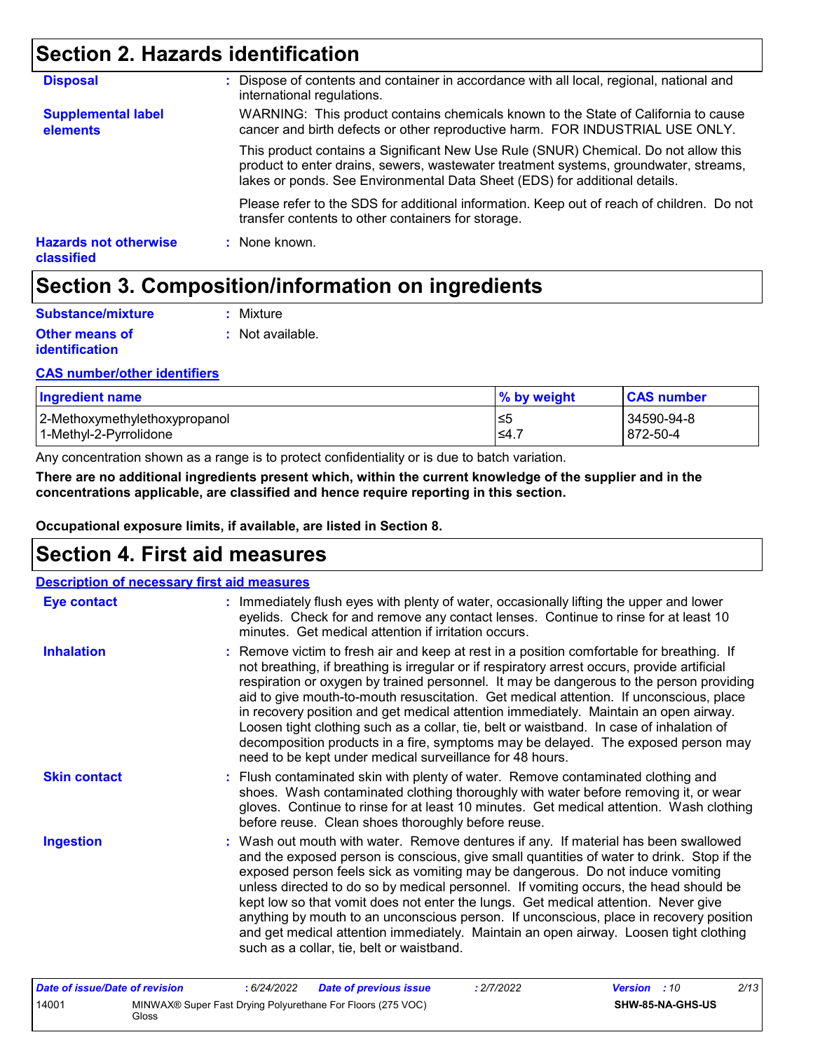## Section 2. Hazards identification

**Disposal** : Dispose of contents and container in accordance with all local, regional, national and international regulations.

**Supplemental label elements**

WARNING: This product contains chemicals known to the State of California to cause cancer and birth defects or other reproductive harm. FOR INDUSTRIAL USE ONLY.

This product contains a Significant New Use Rule (SNUR) Chemical. Do not allow this product to enter drains, sewers, wastewater treatment systems, groundwater, streams, lakes or ponds. See Environmental Data Sheet (EDS) for additional details.

Please refer to the SDS for additional information. Keep out of reach of children. Do not transfer contents to other containers for storage.

**Hazards not otherwise classified** : None known.

## Section 3. Composition/information on ingredients

**Substance/mixture** : Mixture

**Other means of identification** : Not available.

**CAS number/other identifiers**

| Ingredient name | % by weight | CAS number |
|---|---|---|
| 2-Methoxymethylethoxypropanol | ≤5 | 34590-94-8 |
| 1-Methyl-2-Pyrrolidone | ≤4.7 | 872-50-4 |

Any concentration shown as a range is to protect confidentiality or is due to batch variation.

**There are no additional ingredients present which, within the current knowledge of the supplier and in the concentrations applicable, are classified and hence require reporting in this section.**

**Occupational exposure limits, if available, are listed in Section 8.**

## Section 4. First aid measures

**Description of necessary first aid measures**

**Eye contact** : Immediately flush eyes with plenty of water, occasionally lifting the upper and lower eyelids. Check for and remove any contact lenses. Continue to rinse for at least 10 minutes. Get medical attention if irritation occurs.

**Inhalation** : Remove victim to fresh air and keep at rest in a position comfortable for breathing. If not breathing, if breathing is irregular or if respiratory arrest occurs, provide artificial respiration or oxygen by trained personnel. It may be dangerous to the person providing aid to give mouth-to-mouth resuscitation. Get medical attention. If unconscious, place in recovery position and get medical attention immediately. Maintain an open airway. Loosen tight clothing such as a collar, tie, belt or waistband. In case of inhalation of decomposition products in a fire, symptoms may be delayed. The exposed person may need to be kept under medical surveillance for 48 hours.

**Skin contact** : Flush contaminated skin with plenty of water. Remove contaminated clothing and shoes. Wash contaminated clothing thoroughly with water before removing it, or wear gloves. Continue to rinse for at least 10 minutes. Get medical attention. Wash clothing before reuse. Clean shoes thoroughly before reuse.

**Ingestion** : Wash out mouth with water. Remove dentures if any. If material has been swallowed and the exposed person is conscious, give small quantities of water to drink. Stop if the exposed person feels sick as vomiting may be dangerous. Do not induce vomiting unless directed to do so by medical personnel. If vomiting occurs, the head should be kept low so that vomit does not enter the lungs. Get medical attention. Never give anything by mouth to an unconscious person. If unconscious, place in recovery position and get medical attention immediately. Maintain an open airway. Loosen tight clothing such as a collar, tie, belt or waistband.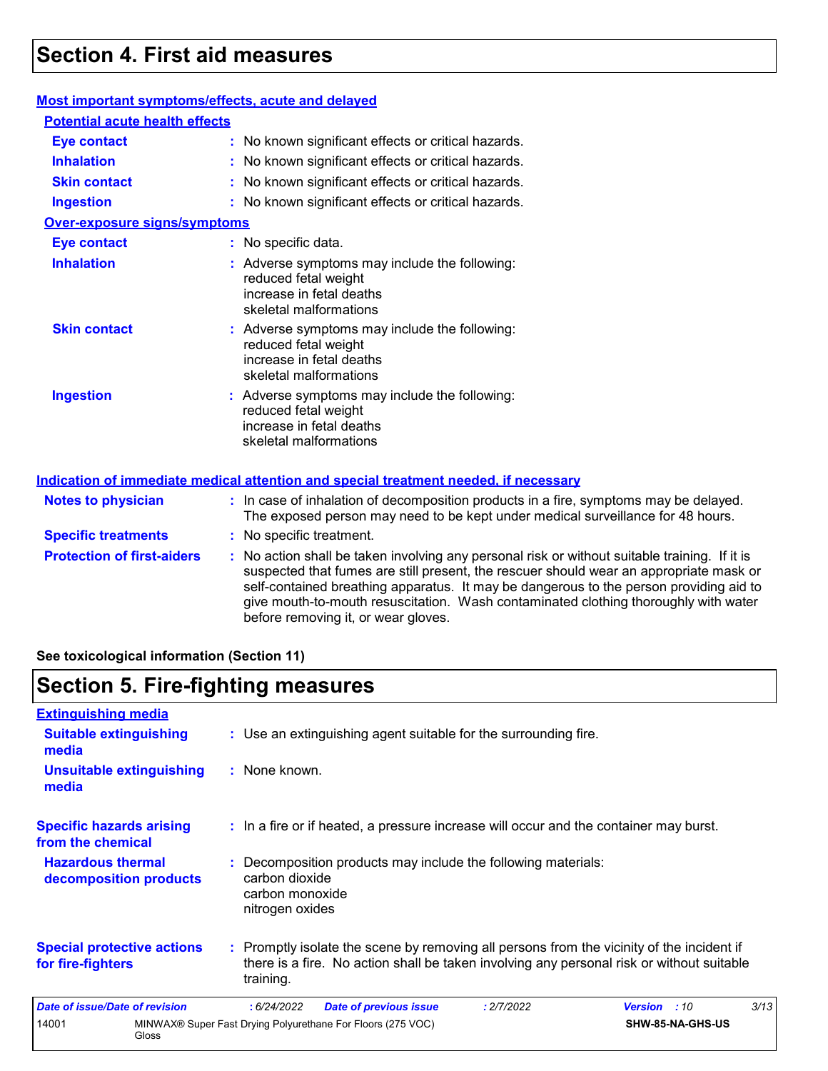## Section 4. First aid measures

### Most important symptoms/effects, acute and delayed

**Potential acute health effects**

| | |
|---|---|
| **Eye contact** | : No known significant effects or critical hazards. |
| **Inhalation** | : No known significant effects or critical hazards. |
| **Skin contact** | : No known significant effects or critical hazards. |
| **Ingestion** | : No known significant effects or critical hazards. |

**Over-exposure signs/symptoms**

| | |
|---|---|
| **Eye contact** | : No specific data. |
| **Inhalation** | : Adverse symptoms may include the following: reduced fetal weight, increase in fetal deaths, skeletal malformations |
| **Skin contact** | : Adverse symptoms may include the following: reduced fetal weight, increase in fetal deaths, skeletal malformations |
| **Ingestion** | : Adverse symptoms may include the following: reduced fetal weight, increase in fetal deaths, skeletal malformations |

### Indication of immediate medical attention and special treatment needed, if necessary

| | |
|---|---|
| **Notes to physician** | : In case of inhalation of decomposition products in a fire, symptoms may be delayed. The exposed person may need to be kept under medical surveillance for 48 hours. |
| **Specific treatments** | : No specific treatment. |
| **Protection of first-aiders** | : No action shall be taken involving any personal risk or without suitable training. If it is suspected that fumes are still present, the rescuer should wear an appropriate mask or self-contained breathing apparatus. It may be dangerous to the person providing aid to give mouth-to-mouth resuscitation. Wash contaminated clothing thoroughly with water before removing it, or wear gloves. |

**See toxicological information (Section 11)**

## Section 5. Fire-fighting measures

### Extinguishing media

| | |
|---|---|
| **Suitable extinguishing media** | : Use an extinguishing agent suitable for the surrounding fire. |
| **Unsuitable extinguishing media** | : None known. |

| | |
|---|---|
| **Specific hazards arising from the chemical** | : In a fire or if heated, a pressure increase will occur and the container may burst. |
| **Hazardous thermal decomposition products** | : Decomposition products may include the following materials: carbon dioxide, carbon monoxide, nitrogen oxides |
| **Special protective actions for fire-fighters** | : Promptly isolate the scene by removing all persons from the vicinity of the incident if there is a fire. No action shall be taken involving any personal risk or without suitable training. |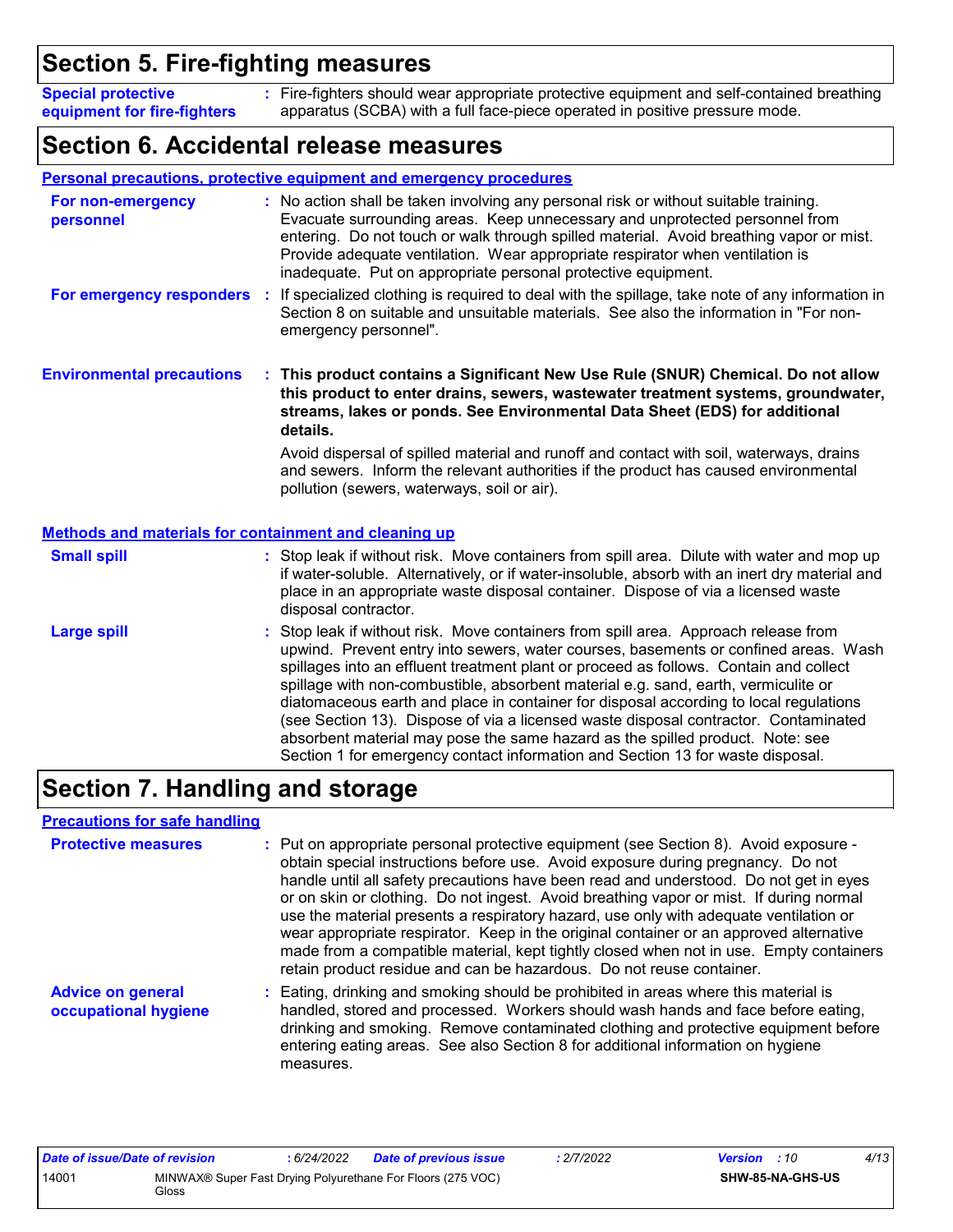## Section 5. Fire-fighting measures

**Special protective equipment for fire-fighters** : Fire-fighters should wear appropriate protective equipment and self-contained breathing apparatus (SCBA) with a full face-piece operated in positive pressure mode.

## Section 6. Accidental release measures

### Personal precautions, protective equipment and emergency procedures

**For non-emergency personnel** : No action shall be taken involving any personal risk or without suitable training. Evacuate surrounding areas. Keep unnecessary and unprotected personnel from entering. Do not touch or walk through spilled material. Avoid breathing vapor or mist. Provide adequate ventilation. Wear appropriate respirator when ventilation is inadequate. Put on appropriate personal protective equipment.

**For emergency responders** : If specialized clothing is required to deal with the spillage, take note of any information in Section 8 on suitable and unsuitable materials. See also the information in "For non-emergency personnel".

**Environmental precautions** : **This product contains a Significant New Use Rule (SNUR) Chemical. Do not allow this product to enter drains, sewers, wastewater treatment systems, groundwater, streams, lakes or ponds. See Environmental Data Sheet (EDS) for additional details.**

Avoid dispersal of spilled material and runoff and contact with soil, waterways, drains and sewers. Inform the relevant authorities if the product has caused environmental pollution (sewers, waterways, soil or air).

### Methods and materials for containment and cleaning up

**Small spill** : Stop leak if without risk. Move containers from spill area. Dilute with water and mop up if water-soluble. Alternatively, or if water-insoluble, absorb with an inert dry material and place in an appropriate waste disposal container. Dispose of via a licensed waste disposal contractor.

**Large spill** : Stop leak if without risk. Move containers from spill area. Approach release from upwind. Prevent entry into sewers, water courses, basements or confined areas. Wash spillages into an effluent treatment plant or proceed as follows. Contain and collect spillage with non-combustible, absorbent material e.g. sand, earth, vermiculite or diatomaceous earth and place in container for disposal according to local regulations (see Section 13). Dispose of via a licensed waste disposal contractor. Contaminated absorbent material may pose the same hazard as the spilled product. Note: see Section 1 for emergency contact information and Section 13 for waste disposal.

## Section 7. Handling and storage

### Precautions for safe handling

**Protective measures** : Put on appropriate personal protective equipment (see Section 8). Avoid exposure - obtain special instructions before use. Avoid exposure during pregnancy. Do not handle until all safety precautions have been read and understood. Do not get in eyes or on skin or clothing. Do not ingest. Avoid breathing vapor or mist. If during normal use the material presents a respiratory hazard, use only with adequate ventilation or wear appropriate respirator. Keep in the original container or an approved alternative made from a compatible material, kept tightly closed when not in use. Empty containers retain product residue and can be hazardous. Do not reuse container.

**Advice on general occupational hygiene** : Eating, drinking and smoking should be prohibited in areas where this material is handled, stored and processed. Workers should wash hands and face before eating, drinking and smoking. Remove contaminated clothing and protective equipment before entering eating areas. See also Section 8 for additional information on hygiene measures.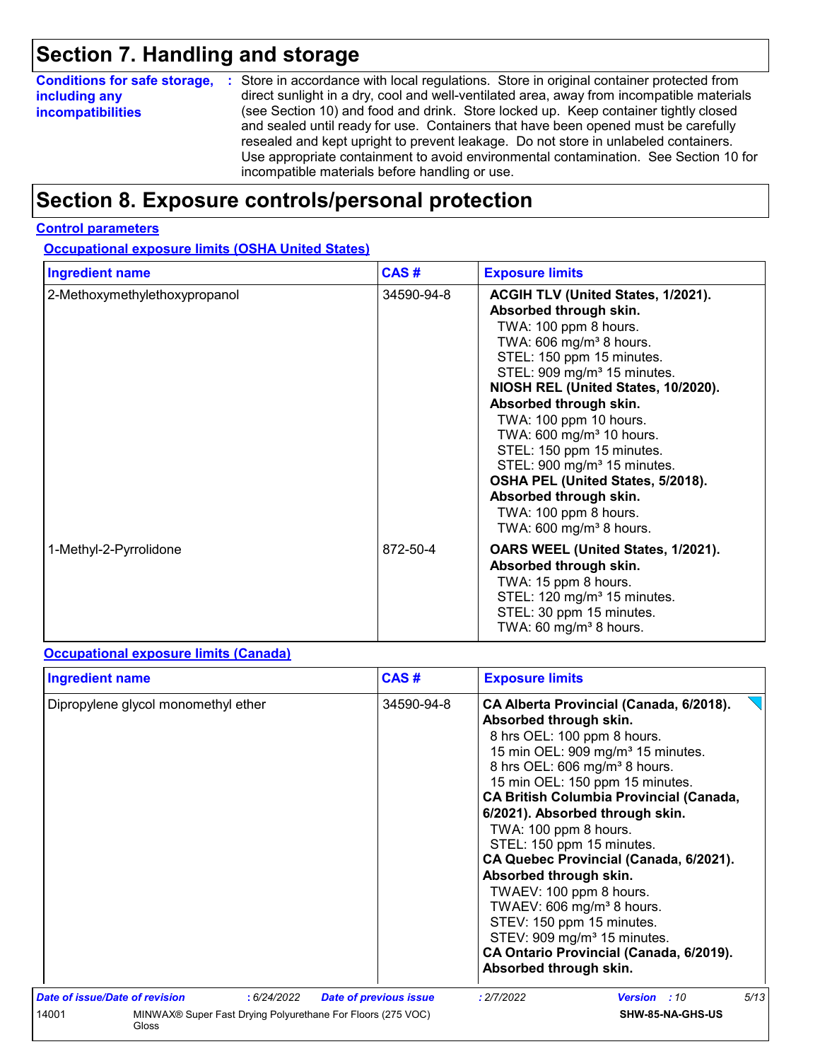## Section 7. Handling and storage

**Conditions for safe storage, including any incompatibilities** : Store in accordance with local regulations. Store in original container protected from direct sunlight in a dry, cool and well-ventilated area, away from incompatible materials (see Section 10) and food and drink. Store locked up. Keep container tightly closed and sealed until ready for use. Containers that have been opened must be carefully resealed and kept upright to prevent leakage. Do not store in unlabeled containers. Use appropriate containment to avoid environmental contamination. See Section 10 for incompatible materials before handling or use.

## Section 8. Exposure controls/personal protection

### Control parameters

#### Occupational exposure limits (OSHA United States)

| Ingredient name | CAS # | Exposure limits |
|---|---|---|
| 2-Methoxymethylethoxypropanol | 34590-94-8 | **ACGIH TLV (United States, 1/2021). Absorbed through skin.**<br>TWA: 100 ppm 8 hours.<br>TWA: 606 mg/m³ 8 hours.<br>STEL: 150 ppm 15 minutes.<br>STEL: 909 mg/m³ 15 minutes.<br>**NIOSH REL (United States, 10/2020). Absorbed through skin.**<br>TWA: 100 ppm 10 hours.<br>TWA: 600 mg/m³ 10 hours.<br>STEL: 150 ppm 15 minutes.<br>STEL: 900 mg/m³ 15 minutes.<br>**OSHA PEL (United States, 5/2018). Absorbed through skin.**<br>TWA: 100 ppm 8 hours.<br>TWA: 600 mg/m³ 8 hours. |
| 1-Methyl-2-Pyrrolidone | 872-50-4 | **OARS WEEL (United States, 1/2021). Absorbed through skin.**<br>TWA: 15 ppm 8 hours.<br>STEL: 120 mg/m³ 15 minutes.<br>STEL: 30 ppm 15 minutes.<br>TWA: 60 mg/m³ 8 hours. |

#### Occupational exposure limits (Canada)

| Ingredient name | CAS # | Exposure limits |
|---|---|---|
| Dipropylene glycol monomethyl ether | 34590-94-8 | **CA Alberta Provincial (Canada, 6/2018). Absorbed through skin.**<br>8 hrs OEL: 100 ppm 8 hours.<br>15 min OEL: 909 mg/m³ 15 minutes.<br>8 hrs OEL: 606 mg/m³ 8 hours.<br>15 min OEL: 150 ppm 15 minutes.<br>**CA British Columbia Provincial (Canada, 6/2021). Absorbed through skin.**<br>TWA: 100 ppm 8 hours.<br>STEL: 150 ppm 15 minutes.<br>**CA Quebec Provincial (Canada, 6/2021). Absorbed through skin.**<br>TWAEV: 100 ppm 8 hours.<br>TWAEV: 606 mg/m³ 8 hours.<br>STEV: 150 ppm 15 minutes.<br>STEV: 909 mg/m³ 15 minutes.<br>**CA Ontario Provincial (Canada, 6/2019). Absorbed through skin.** |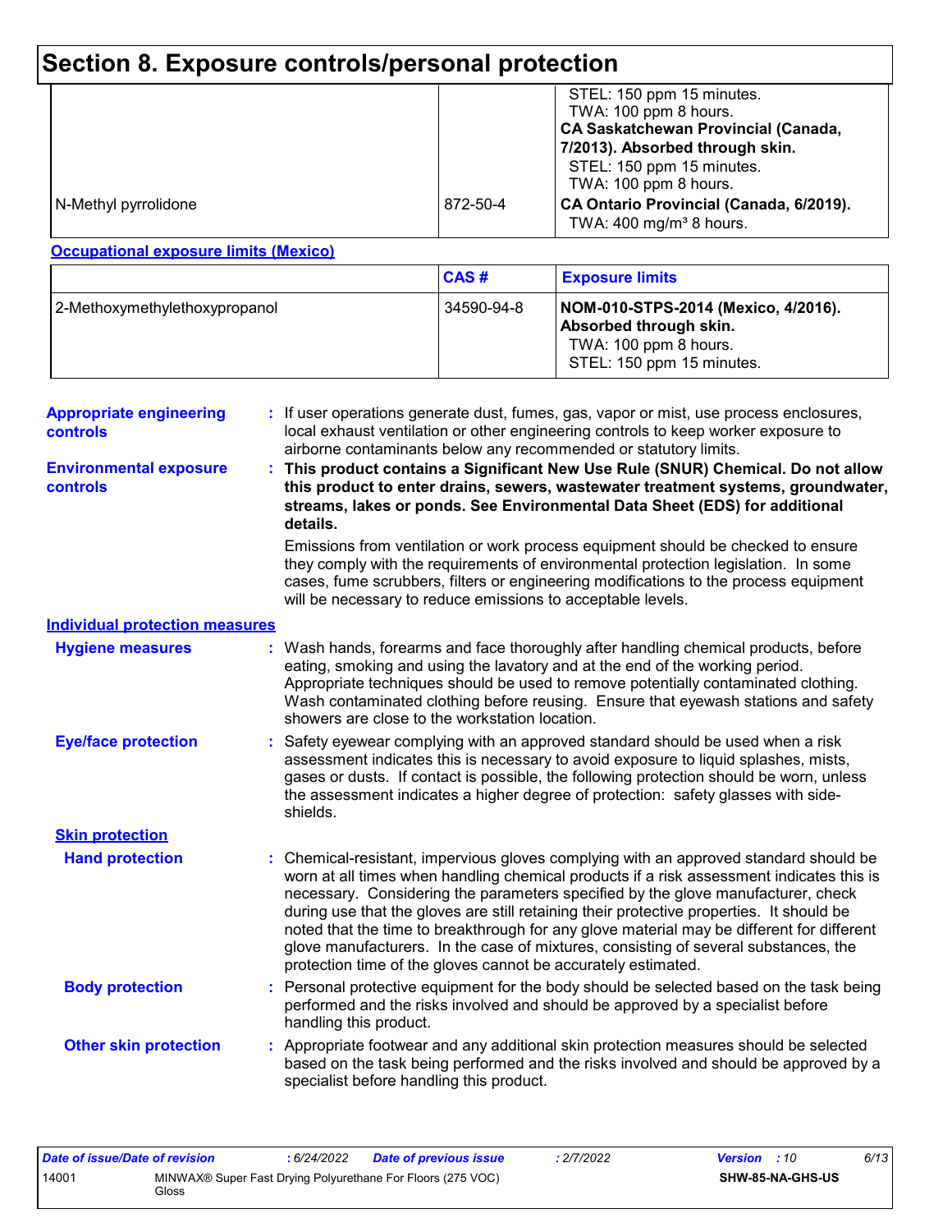# Section 8. Exposure controls/personal protection

| | | |
|---|---|---|
| N-Methyl pyrrolidone | 872-50-4 | STEL: 150 ppm 15 minutes.<br>TWA: 100 ppm 8 hours.<br>**CA Saskatchewan Provincial (Canada, 7/2013). Absorbed through skin.**<br>STEL: 150 ppm 15 minutes.<br>TWA: 100 ppm 8 hours.<br>**CA Ontario Provincial (Canada, 6/2019).**<br>TWA: 400 mg/m³ 8 hours. |

**Occupational exposure limits (Mexico)**

| | CAS # | Exposure limits |
|---|---|---|
| 2-Methoxymethylethoxypropanol | 34590-94-8 | **NOM-010-STPS-2014 (Mexico, 4/2016). Absorbed through skin.**<br>TWA: 100 ppm 8 hours.<br>STEL: 150 ppm 15 minutes. |

**Appropriate engineering controls** : If user operations generate dust, fumes, gas, vapor or mist, use process enclosures, local exhaust ventilation or other engineering controls to keep worker exposure to airborne contaminants below any recommended or statutory limits.

**Environmental exposure controls** : **This product contains a Significant New Use Rule (SNUR) Chemical. Do not allow this product to enter drains, sewers, wastewater treatment systems, groundwater, streams, lakes or ponds. See Environmental Data Sheet (EDS) for additional details.**

Emissions from ventilation or work process equipment should be checked to ensure they comply with the requirements of environmental protection legislation. In some cases, fume scrubbers, filters or engineering modifications to the process equipment will be necessary to reduce emissions to acceptable levels.

## Individual protection measures

**Hygiene measures** : Wash hands, forearms and face thoroughly after handling chemical products, before eating, smoking and using the lavatory and at the end of the working period. Appropriate techniques should be used to remove potentially contaminated clothing. Wash contaminated clothing before reusing. Ensure that eyewash stations and safety showers are close to the workstation location.

**Eye/face protection** : Safety eyewear complying with an approved standard should be used when a risk assessment indicates this is necessary to avoid exposure to liquid splashes, mists, gases or dusts. If contact is possible, the following protection should be worn, unless the assessment indicates a higher degree of protection: safety glasses with side-shields.

### Skin protection

**Hand protection** : Chemical-resistant, impervious gloves complying with an approved standard should be worn at all times when handling chemical products if a risk assessment indicates this is necessary. Considering the parameters specified by the glove manufacturer, check during use that the gloves are still retaining their protective properties. It should be noted that the time to breakthrough for any glove material may be different for different glove manufacturers. In the case of mixtures, consisting of several substances, the protection time of the gloves cannot be accurately estimated.

**Body protection** : Personal protective equipment for the body should be selected based on the task being performed and the risks involved and should be approved by a specialist before handling this product.

**Other skin protection** : Appropriate footwear and any additional skin protection measures should be selected based on the task being performed and the risks involved and should be approved by a specialist before handling this product.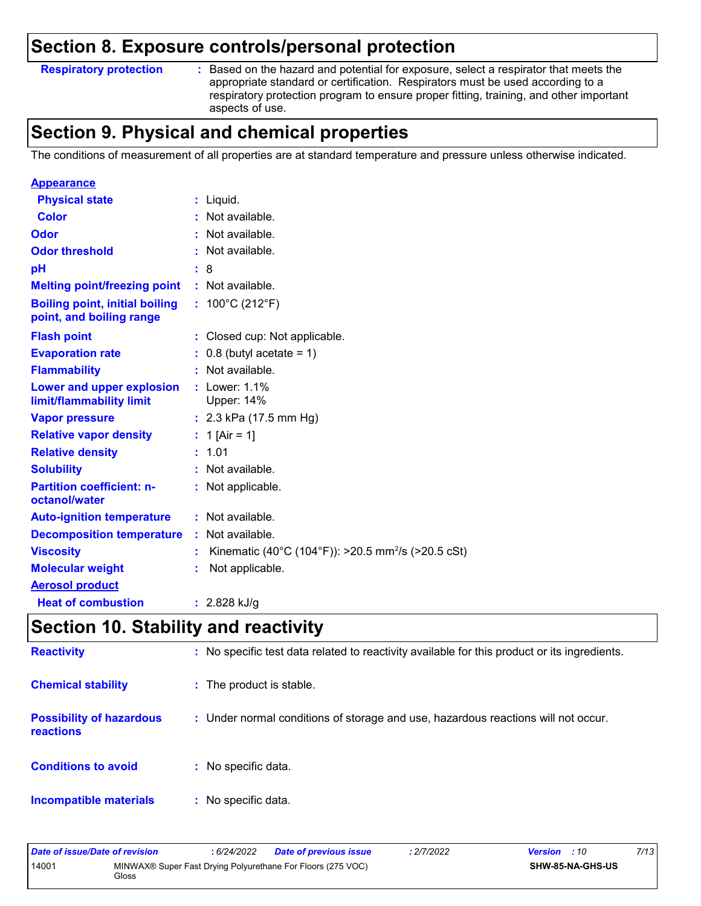## Section 8. Exposure controls/personal protection

**Respiratory protection** : Based on the hazard and potential for exposure, select a respirator that meets the appropriate standard or certification. Respirators must be used according to a respiratory protection program to ensure proper fitting, training, and other important aspects of use.

## Section 9. Physical and chemical properties

The conditions of measurement of all properties are at standard temperature and pressure unless otherwise indicated.

**Appearance**

| | |
|---|---|
| **Physical state** | : Liquid. |
| **Color** | : Not available. |
| **Odor** | : Not available. |
| **Odor threshold** | : Not available. |
| **pH** | : 8 |
| **Melting point/freezing point** | : Not available. |
| **Boiling point, initial boiling point, and boiling range** | : 100°C (212°F) |
| **Flash point** | : Closed cup: Not applicable. |
| **Evaporation rate** | : 0.8 (butyl acetate = 1) |
| **Flammability** | : Not available. |
| **Lower and upper explosion limit/flammability limit** | : Lower: 1.1%<br>Upper: 14% |
| **Vapor pressure** | : 2.3 kPa (17.5 mm Hg) |
| **Relative vapor density** | : 1 [Air = 1] |
| **Relative density** | : 1.01 |
| **Solubility** | : Not available. |
| **Partition coefficient: n-octanol/water** | : Not applicable. |
| **Auto-ignition temperature** | : Not available. |
| **Decomposition temperature** | : Not available. |
| **Viscosity** | : Kinematic (40°C (104°F)): >20.5 $mm^2/s$ (>20.5 cSt) |
| **Molecular weight** | : Not applicable. |

**Aerosol product**

| | |
|---|---|
| **Heat of combustion** | : 2.828 kJ/g |

## Section 10. Stability and reactivity

| | |
|---|---|
| **Reactivity** | : No specific test data related to reactivity available for this product or its ingredients. |
| **Chemical stability** | : The product is stable. |
| **Possibility of hazardous reactions** | : Under normal conditions of storage and use, hazardous reactions will not occur. |
| **Conditions to avoid** | : No specific data. |
| **Incompatible materials** | : No specific data. |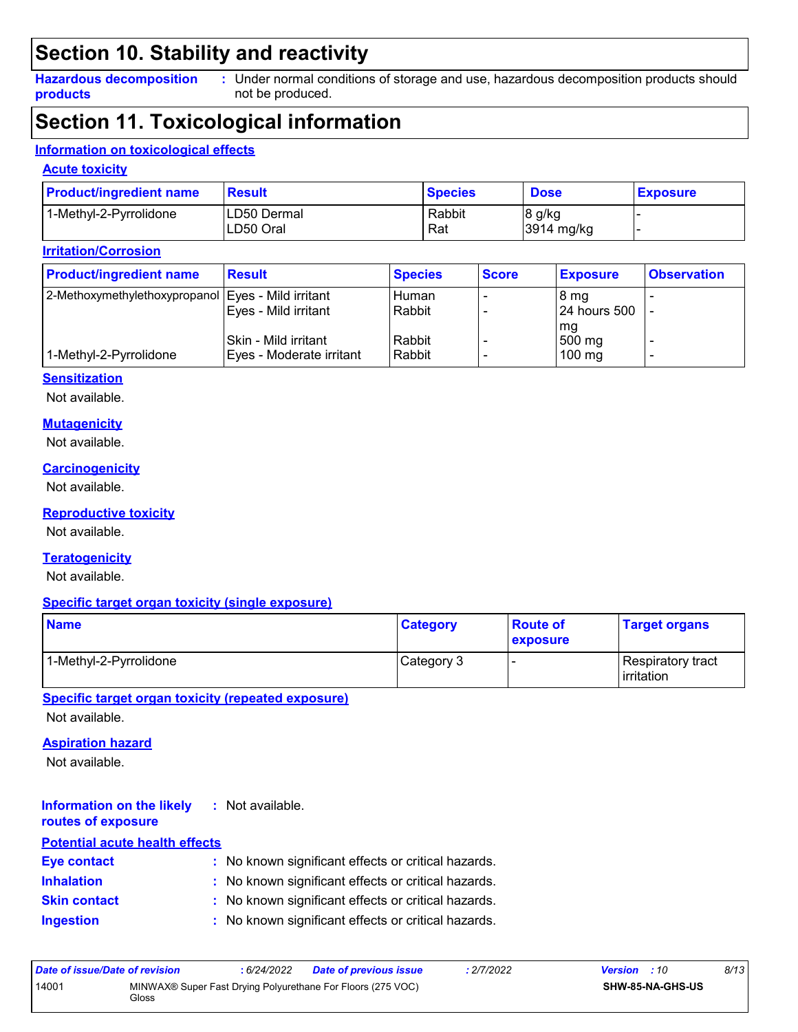## Section 10. Stability and reactivity

**Hazardous decomposition products** : Under normal conditions of storage and use, hazardous decomposition products should not be produced.

## Section 11. Toxicological information

### Information on toxicological effects

#### Acute toxicity

| Product/ingredient name | Result | Species | Dose | Exposure |
|---|---|---|---|---|
| 1-Methyl-2-Pyrrolidone | LD50 Dermal<br>LD50 Oral | Rabbit<br>Rat | 8 g/kg<br>3914 mg/kg | -<br>- |

#### Irritation/Corrosion

| Product/ingredient name | Result | Species | Score | Exposure | Observation |
|---|---|---|---|---|---|
| 2-Methoxymethylethoxypropanol | Eyes - Mild irritant | Human | - | 8 mg | - |
| | Eyes - Mild irritant | Rabbit | - | 24 hours 500 mg | - |
| | Skin - Mild irritant | Rabbit | - | 500 mg | - |
| 1-Methyl-2-Pyrrolidone | Eyes - Moderate irritant | Rabbit | - | 100 mg | - |

#### Sensitization

Not available.

#### Mutagenicity

Not available.

#### Carcinogenicity

Not available.

#### Reproductive toxicity

Not available.

#### Teratogenicity

Not available.

#### Specific target organ toxicity (single exposure)

| Name | Category | Route of exposure | Target organs |
|---|---|---|---|
| 1-Methyl-2-Pyrrolidone | Category 3 | - | Respiratory tract irritation |

#### Specific target organ toxicity (repeated exposure)

Not available.

#### Aspiration hazard

Not available.

**Information on the likely routes of exposure** : Not available.

#### Potential acute health effects

**Eye contact** : No known significant effects or critical hazards.

**Inhalation** : No known significant effects or critical hazards.

**Skin contact** : No known significant effects or critical hazards.

**Ingestion** : No known significant effects or critical hazards.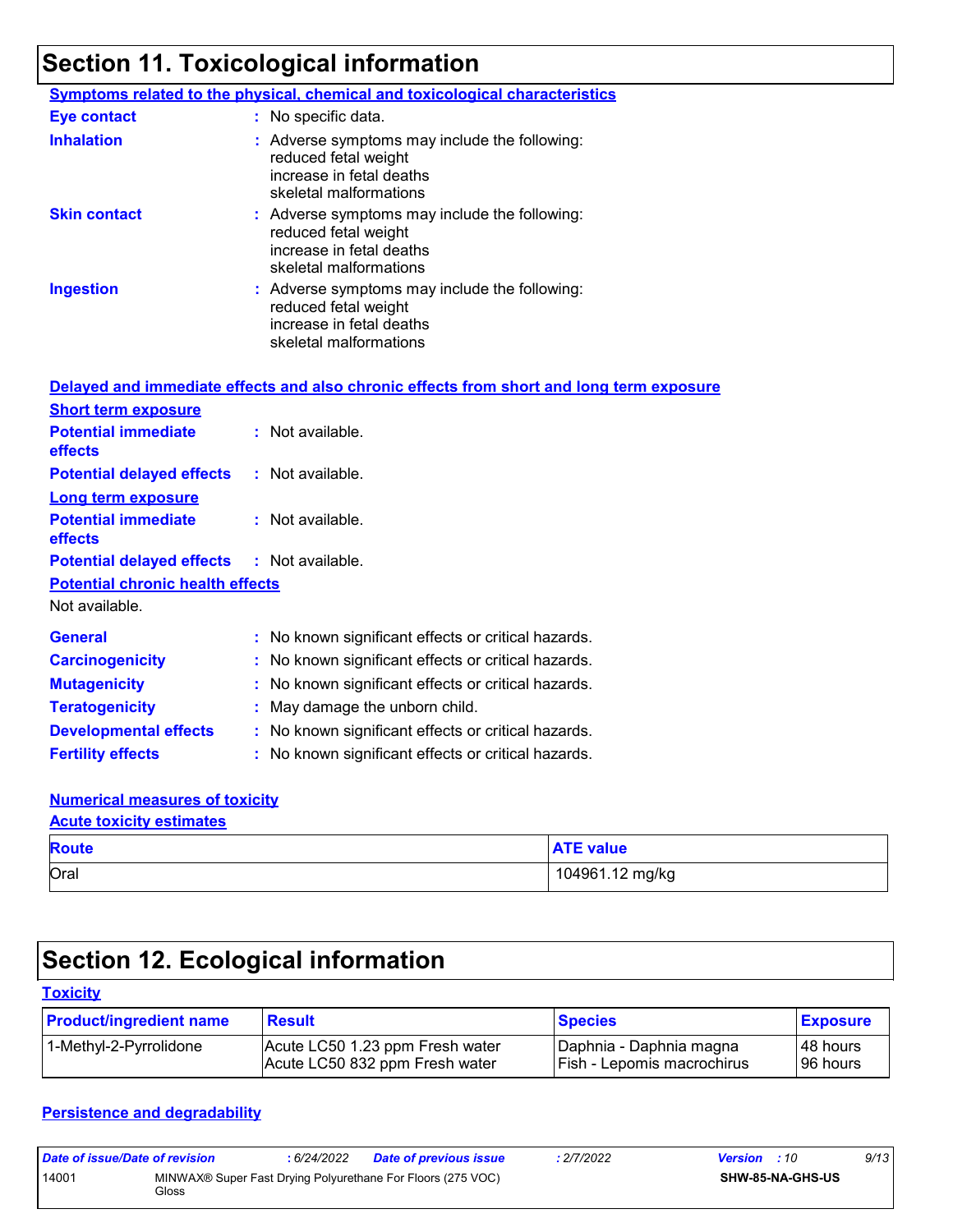# Section 11. Toxicological information

**Symptoms related to the physical, chemical and toxicological characteristics**

**Eye contact** : No specific data.

**Inhalation** : Adverse symptoms may include the following:
reduced fetal weight
increase in fetal deaths
skeletal malformations

**Skin contact** : Adverse symptoms may include the following:
reduced fetal weight
increase in fetal deaths
skeletal malformations

**Ingestion** : Adverse symptoms may include the following:
reduced fetal weight
increase in fetal deaths
skeletal malformations

**Delayed and immediate effects and also chronic effects from short and long term exposure**

**Short term exposure**

**Potential immediate effects** : Not available.

**Potential delayed effects** : Not available.

**Long term exposure**

**Potential immediate effects** : Not available.

**Potential delayed effects** : Not available.

**Potential chronic health effects**

Not available.

**General** : No known significant effects or critical hazards.

**Carcinogenicity** : No known significant effects or critical hazards.

**Mutagenicity** : No known significant effects or critical hazards.

**Teratogenicity** : May damage the unborn child.

**Developmental effects** : No known significant effects or critical hazards.

**Fertility effects** : No known significant effects or critical hazards.

**Numerical measures of toxicity**

**Acute toxicity estimates**

| Route | ATE value |
|---|---|
| Oral | 104961.12 mg/kg |

# Section 12. Ecological information

**Toxicity**

| Product/ingredient name | Result | Species | Exposure |
|---|---|---|---|
| 1-Methyl-2-Pyrrolidone | Acute LC50 1.23 ppm Fresh water<br>Acute LC50 832 ppm Fresh water | Daphnia - Daphnia magna<br>Fish - Lepomis macrochirus | 48 hours<br>96 hours |

**Persistence and degradability**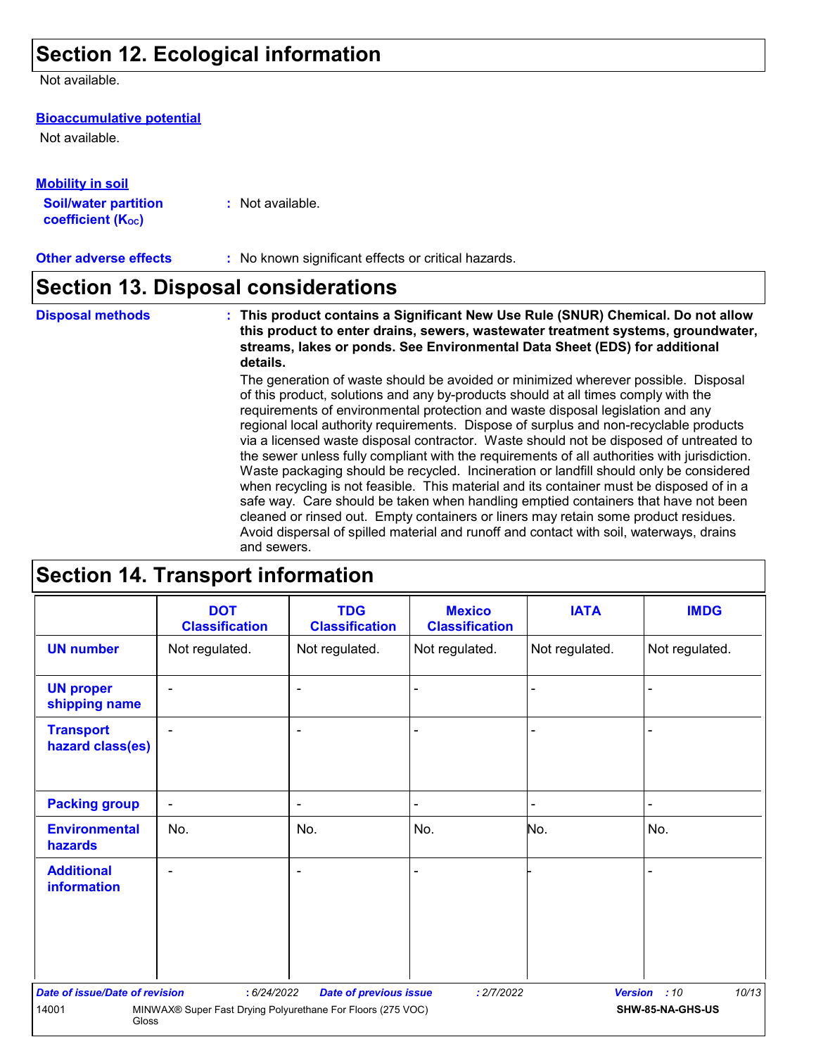## Section 12. Ecological information

Not available.

**Bioaccumulative potential**

Not available.

**Mobility in soil**

**Soil/water partition coefficient ($K_{OC}$)** : Not available.

**Other adverse effects** : No known significant effects or critical hazards.

## Section 13. Disposal considerations

**Disposal methods** : **This product contains a Significant New Use Rule (SNUR) Chemical. Do not allow this product to enter drains, sewers, wastewater treatment systems, groundwater, streams, lakes or ponds. See Environmental Data Sheet (EDS) for additional details.**

The generation of waste should be avoided or minimized wherever possible. Disposal of this product, solutions and any by-products should at all times comply with the requirements of environmental protection and waste disposal legislation and any regional local authority requirements. Dispose of surplus and non-recyclable products via a licensed waste disposal contractor. Waste should not be disposed of untreated to the sewer unless fully compliant with the requirements of all authorities with jurisdiction. Waste packaging should be recycled. Incineration or landfill should only be considered when recycling is not feasible. This material and its container must be disposed of in a safe way. Care should be taken when handling emptied containers that have not been cleaned or rinsed out. Empty containers or liners may retain some product residues. Avoid dispersal of spilled material and runoff and contact with soil, waterways, drains and sewers.

## Section 14. Transport information

| | DOT Classification | TDG Classification | Mexico Classification | IATA | IMDG |
|---|---|---|---|---|---|
| **UN number** | Not regulated. | Not regulated. | Not regulated. | Not regulated. | Not regulated. |
| **UN proper shipping name** | - | - | - | - | - |
| **Transport hazard class(es)** | - | - | - | - | - |
| **Packing group** | - | - | - | - | - |
| **Environmental hazards** | No. | No. | No. | No. | No. |
| **Additional information** | - | - | - | - | - |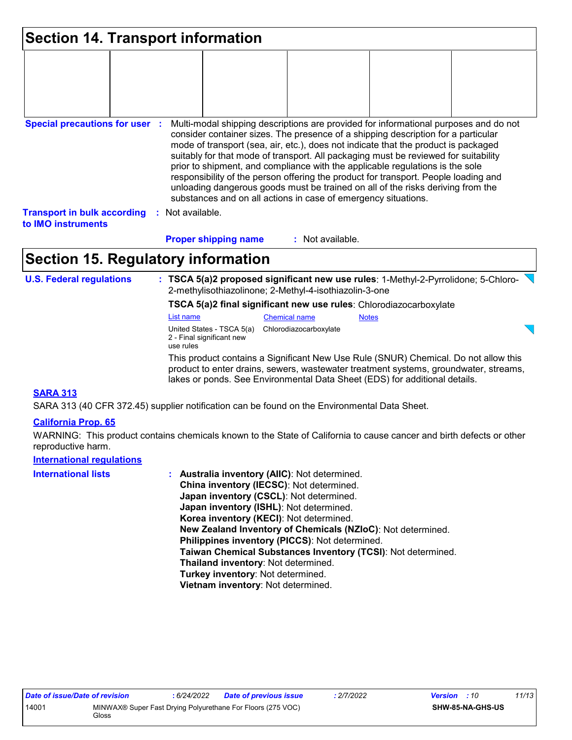## Section 14. Transport information

| | | | | | |
|---|---|---|---|---|---|
| | | | | | |

**Special precautions for user** : Multi-modal shipping descriptions are provided for informational purposes and do not consider container sizes. The presence of a shipping description for a particular mode of transport (sea, air, etc.), does not indicate that the product is packaged suitably for that mode of transport. All packaging must be reviewed for suitability prior to shipment, and compliance with the applicable regulations is the sole responsibility of the person offering the product for transport. People loading and unloading dangerous goods must be trained on all of the risks deriving from the substances and on all actions in case of emergency situations.

**Transport in bulk according to IMO instruments** : Not available.

**Proper shipping name** : Not available.

## Section 15. Regulatory information

**U.S. Federal regulations** : **TSCA 5(a)2 proposed significant new use rules**: 1-Methyl-2-Pyrrolidone; 5-Chloro-2-methylisothiazolinone; 2-Methyl-4-isothiazolin-3-one

**TSCA 5(a)2 final significant new use rules**: Chlorodiazocarboxylate

| List name | Chemical name | Notes |
|---|---|---|
| United States - TSCA 5(a) 2 - Final significant new use rules | Chlorodiazocarboxylate | |

This product contains a Significant New Use Rule (SNUR) Chemical. Do not allow this product to enter drains, sewers, wastewater treatment systems, groundwater, streams, lakes or ponds. See Environmental Data Sheet (EDS) for additional details.

**SARA 313**

SARA 313 (40 CFR 372.45) supplier notification can be found on the Environmental Data Sheet.

**California Prop. 65**

WARNING: This product contains chemicals known to the State of California to cause cancer and birth defects or other reproductive harm.

**International regulations**

**International lists** :
**Australia inventory (AIIC)**: Not determined.
**China inventory (IECSC)**: Not determined.
**Japan inventory (CSCL)**: Not determined.
**Japan inventory (ISHL)**: Not determined.
**Korea inventory (KECI)**: Not determined.
**New Zealand Inventory of Chemicals (NZIoC)**: Not determined.
**Philippines inventory (PICCS)**: Not determined.
**Taiwan Chemical Substances Inventory (TCSI)**: Not determined.
**Thailand inventory**: Not determined.
**Turkey inventory**: Not determined.
**Vietnam inventory**: Not determined.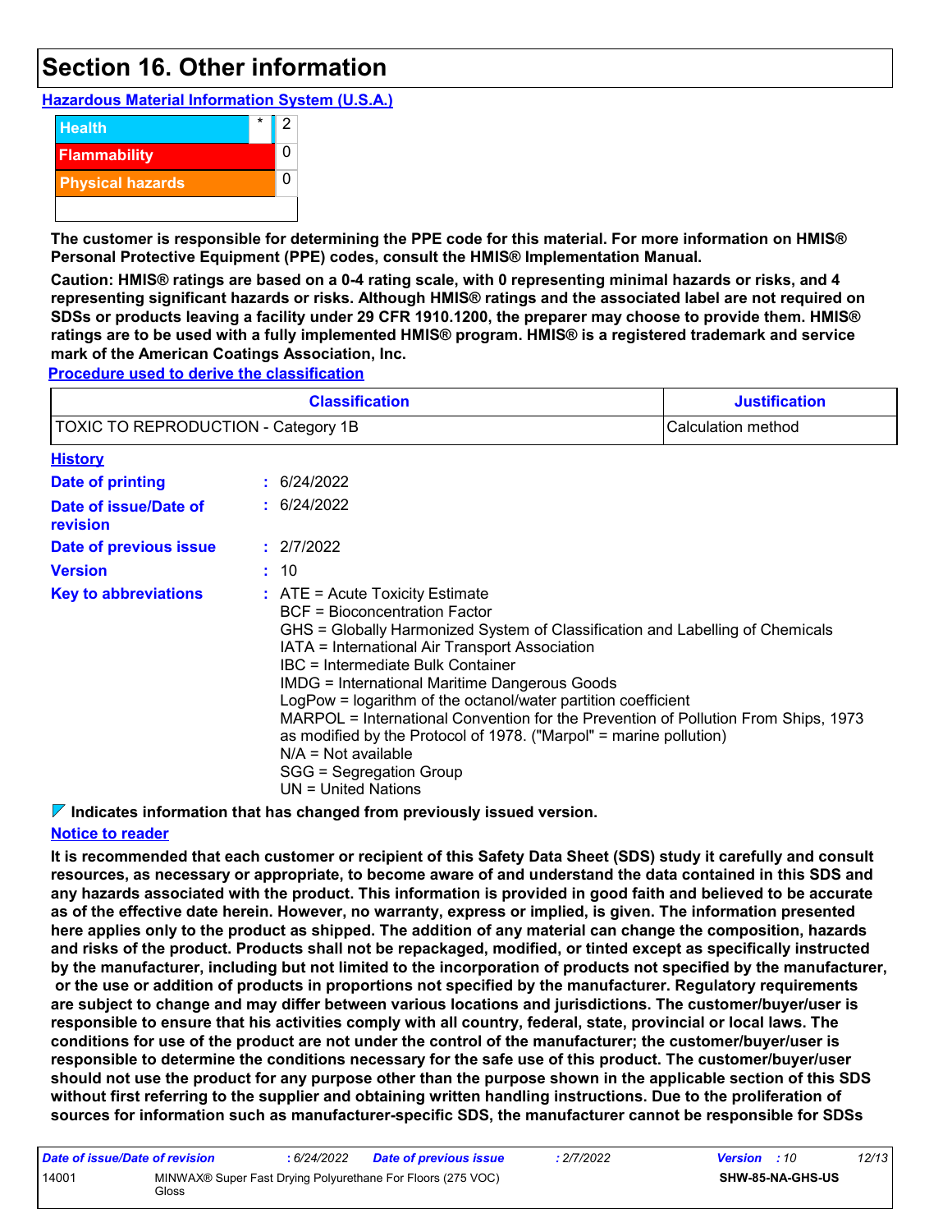# Section 16. Other information

**Hazardous Material Information System (U.S.A.)**

| | | |
|---|---|---|
| Health | * | 2 |
| Flammability | | 0 |
| Physical hazards | | 0 |

**The customer is responsible for determining the PPE code for this material. For more information on HMIS® Personal Protective Equipment (PPE) codes, consult the HMIS® Implementation Manual.**

**Caution: HMIS® ratings are based on a 0-4 rating scale, with 0 representing minimal hazards or risks, and 4 representing significant hazards or risks. Although HMIS® ratings and the associated label are not required on SDSs or products leaving a facility under 29 CFR 1910.1200, the preparer may choose to provide them. HMIS® ratings are to be used with a fully implemented HMIS® program. HMIS® is a registered trademark and service mark of the American Coatings Association, Inc.**

**Procedure used to derive the classification**

| Classification | Justification |
|---|---|
| TOXIC TO REPRODUCTION - Category 1B | Calculation method |

**History**

**Date of printing** : 6/24/2022

**Date of issue/Date of revision** : 6/24/2022

**Date of previous issue** : 2/7/2022

**Version** : 10

**Key to abbreviations** :
ATE = Acute Toxicity Estimate
BCF = Bioconcentration Factor
GHS = Globally Harmonized System of Classification and Labelling of Chemicals
IATA = International Air Transport Association
IBC = Intermediate Bulk Container
IMDG = International Maritime Dangerous Goods
LogPow = logarithm of the octanol/water partition coefficient
MARPOL = International Convention for the Prevention of Pollution From Ships, 1973 as modified by the Protocol of 1978. ("Marpol" = marine pollution)
N/A = Not available
SGG = Segregation Group
UN = United Nations

**Indicates information that has changed from previously issued version.**

**Notice to reader**

**It is recommended that each customer or recipient of this Safety Data Sheet (SDS) study it carefully and consult resources, as necessary or appropriate, to become aware of and understand the data contained in this SDS and any hazards associated with the product. This information is provided in good faith and believed to be accurate as of the effective date herein. However, no warranty, express or implied, is given. The information presented here applies only to the product as shipped. The addition of any material can change the composition, hazards and risks of the product. Products shall not be repackaged, modified, or tinted except as specifically instructed by the manufacturer, including but not limited to the incorporation of products not specified by the manufacturer, or the use or addition of products in proportions not specified by the manufacturer. Regulatory requirements are subject to change and may differ between various locations and jurisdictions. The customer/buyer/user is responsible to ensure that his activities comply with all country, federal, state, provincial or local laws. The conditions for use of the product are not under the control of the manufacturer; the customer/buyer/user is responsible to determine the conditions necessary for the safe use of this product. The customer/buyer/user should not use the product for any purpose other than the purpose shown in the applicable section of this SDS without first referring to the supplier and obtaining written handling instructions. Due to the proliferation of sources for information such as manufacturer-specific SDS, the manufacturer cannot be responsible for SDSs**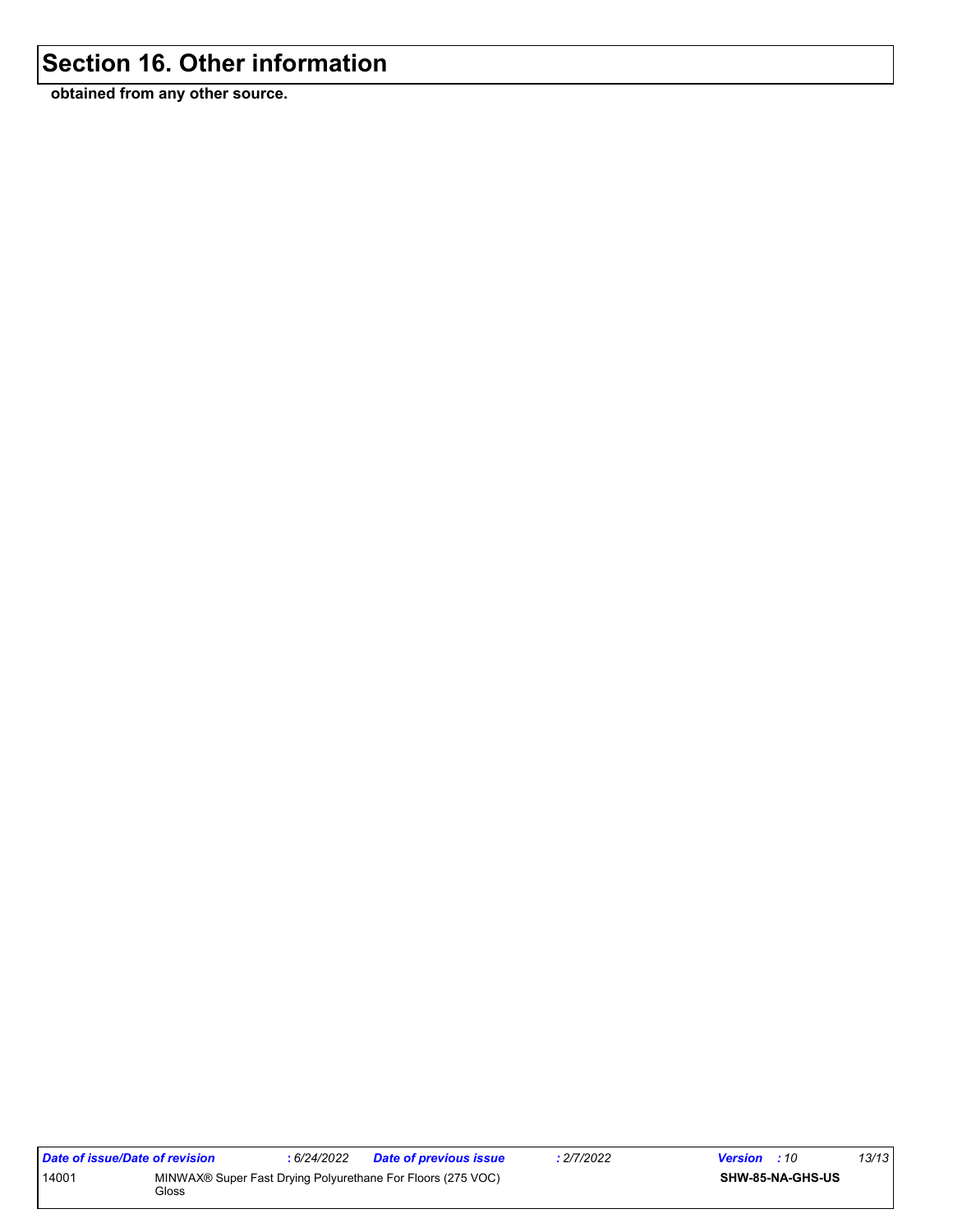# Section 16. Other information

**obtained from any other source.**